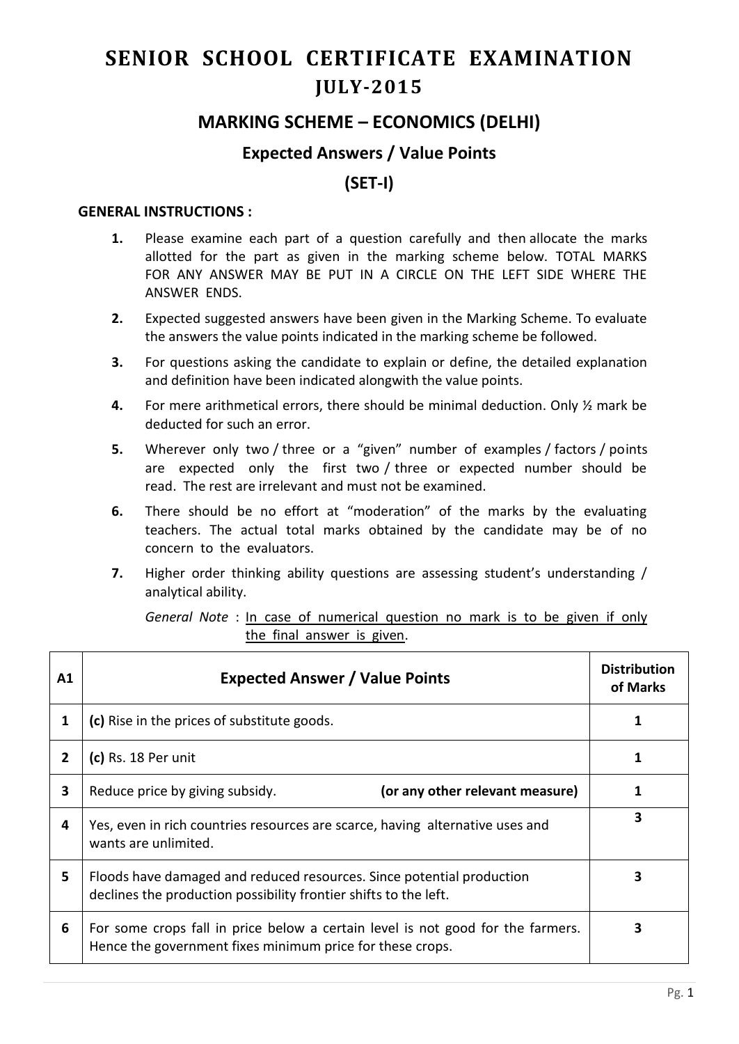# SENIOR SCHOOL CERTIFICATE EXAMINATION
# JULY-2015

## MARKING SCHEME – ECONOMICS (DELHI)

### Expected Answers / Value Points

### (SET-I)

**GENERAL INSTRUCTIONS :**

1. Please examine each part of a question carefully and then allocate the marks allotted for the part as given in the marking scheme below. TOTAL MARKS FOR ANY ANSWER MAY BE PUT IN A CIRCLE ON THE LEFT SIDE WHERE THE ANSWER ENDS.
2. Expected suggested answers have been given in the Marking Scheme. To evaluate the answers the value points indicated in the marking scheme be followed.
3. For questions asking the candidate to explain or define, the detailed explanation and definition have been indicated alongwith the value points.
4. For mere arithmetical errors, there should be minimal deduction. Only ½ mark be deducted for such an error.
5. Wherever only two / three or a "given" number of examples / factors / points are expected only the first two / three or expected number should be read. The rest are irrelevant and must not be examined.
6. There should be no effort at "moderation" of the marks by the evaluating teachers. The actual total marks obtained by the candidate may be of no concern to the evaluators.
7. Higher order thinking ability questions are assessing student's understanding / analytical ability.

*General Note* : <u>In case of numerical question no mark is to be given if only the final answer is given</u>.

| A1 | Expected Answer / Value Points | Distribution of Marks |
|---|---|---|
| 1 | **(c)** Rise in the prices of substitute goods. | 1 |
| 2 | **(c)** Rs. 18 Per unit | 1 |
| 3 | Reduce price by giving subsidy. **(or any other relevant measure)** | 1 |
| 4 | Yes, even in rich countries resources are scarce, having alternative uses and wants are unlimited. | 3 |
| 5 | Floods have damaged and reduced resources. Since potential production declines the production possibility frontier shifts to the left. | 3 |
| 6 | For some crops fall in price below a certain level is not good for the farmers. Hence the government fixes minimum price for these crops. | 3 |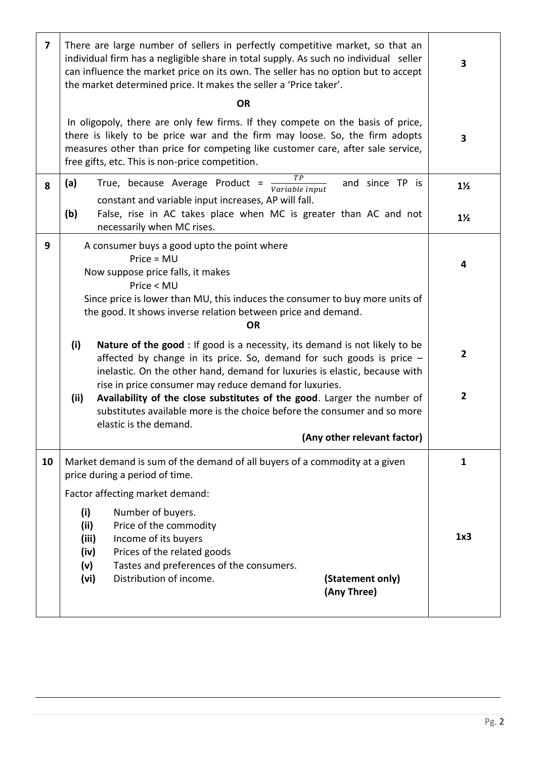| Q.No. | Answer | Marks |
|---|---|---|
| 7 | There are large number of sellers in perfectly competitive market, so that an individual firm has a negligible share in total supply. As such no individual seller can influence the market price on its own. The seller has no option but to accept the market determined price. It makes the seller a 'Price taker'. | 3 |
| | **OR** | |
| | In oligopoly, there are only few firms. If they compete on the basis of price, there is likely to be price war and the firm may loose. So, the firm adopts measures other than price for competing like customer care, after sale service, free gifts, etc. This is non-price competition. | 3 |
| 8 | **(a)** True, because Average Product = $\frac{TP}{Variable\ input}$ and since TP is constant and variable input increases, AP will fall. | 1½ |
| | **(b)** False, rise in AC takes place when MC is greater than AC and not necessarily when MC rises. | 1½ |
| 9 | A consumer buys a good upto the point where<br>Price = MU<br>Now suppose price falls, it makes<br>Price < MU<br>Since price is lower than MU, this induces the consumer to buy more units of the good. It shows inverse relation between price and demand. | 4 |
| | **OR** | |
| | **(i) Nature of the good** : If good is a necessity, its demand is not likely to be affected by change in its price. So, demand for such goods is price – inelastic. On the other hand, demand for luxuries is elastic, because with rise in price consumer may reduce demand for luxuries. | 2 |
| | **(ii) Availability of the close substitutes of the good**. Larger the number of substitutes available more is the choice before the consumer and so more elastic is the demand.<br>**(Any other relevant factor)** | 2 |
| 10 | Market demand is sum of the demand of all buyers of a commodity at a given price during a period of time. | 1 |
| | Factor affecting market demand:<br>(i) Number of buyers.<br>(ii) Price of the commodity<br>(iii) Income of its buyers<br>(iv) Prices of the related goods<br>(v) Tastes and preferences of the consumers.<br>(vi) Distribution of income. **(Statement only) (Any Three)** | 1x3 |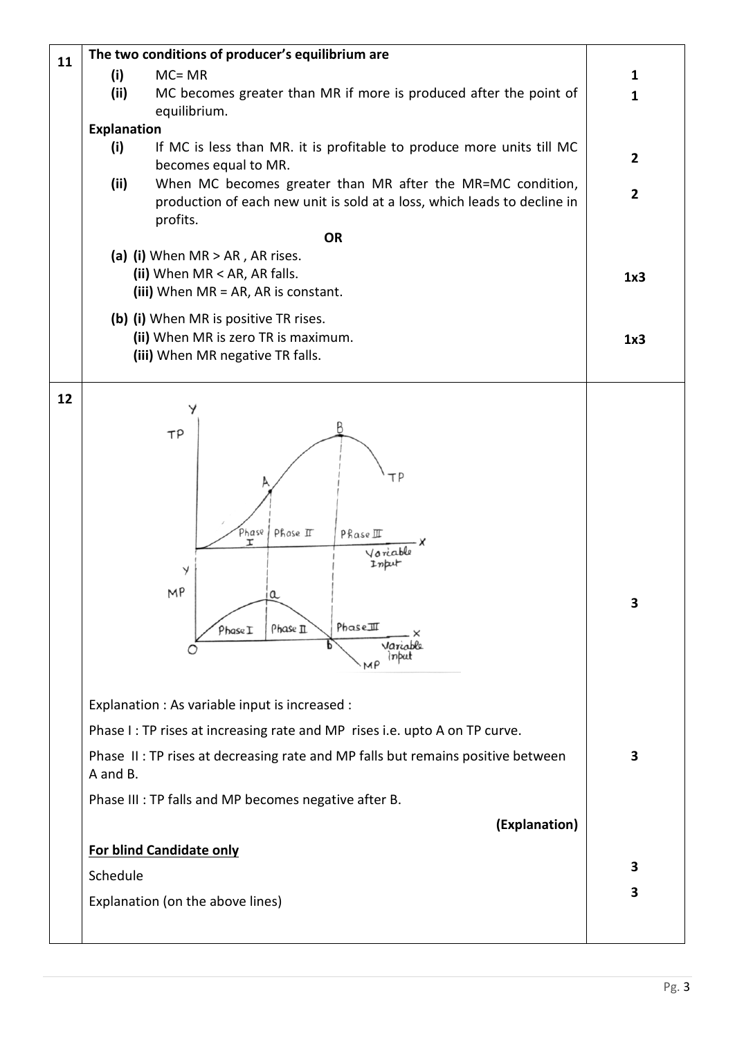| Q. No. | Answer | Marks |
|---|---|---|
| 11 | **The two conditions of producer's equilibrium are**<br>**(i)** MC= MR<br>**(ii)** MC becomes greater than MR if more is produced after the point of equilibrium. | 1<br>1 |
| | **Explanation**<br>**(i)** If MC is less than MR. it is profitable to produce more units till MC becomes equal to MR.<br>**(ii)** When MC becomes greater than MR after the MR=MC condition, production of each new unit is sold at a loss, which leads to decline in profits. | 2<br>2 |
| | **OR** | |
| | **(a)** **(i)** When MR > AR , AR rises.<br>**(ii)** When MR < AR, AR falls.<br>**(iii)** When MR = AR, AR is constant. | 1x3 |
| | **(b)** **(i)** When MR is positive TR rises.<br>**(ii)** When MR is zero TR is maximum.<br>**(iii)** When MR negative TR falls. | 1x3 |
| 12 | (Diagram: TP and MP curves against Variable Input, showing Phase I, Phase II and Phase III; points A and B on TP curve, points a and b on MP curve) | 3 |
| | Explanation : As variable input is increased :<br>Phase I : TP rises at increasing rate and MP rises i.e. upto A on TP curve.<br>Phase II : TP rises at decreasing rate and MP falls but remains positive between A and B.<br>Phase III : TP falls and MP becomes negative after B.<br>**(Explanation)** | 3 |
| | **For blind Candidate only**<br>Schedule<br>Explanation (on the above lines) | 3<br>3 |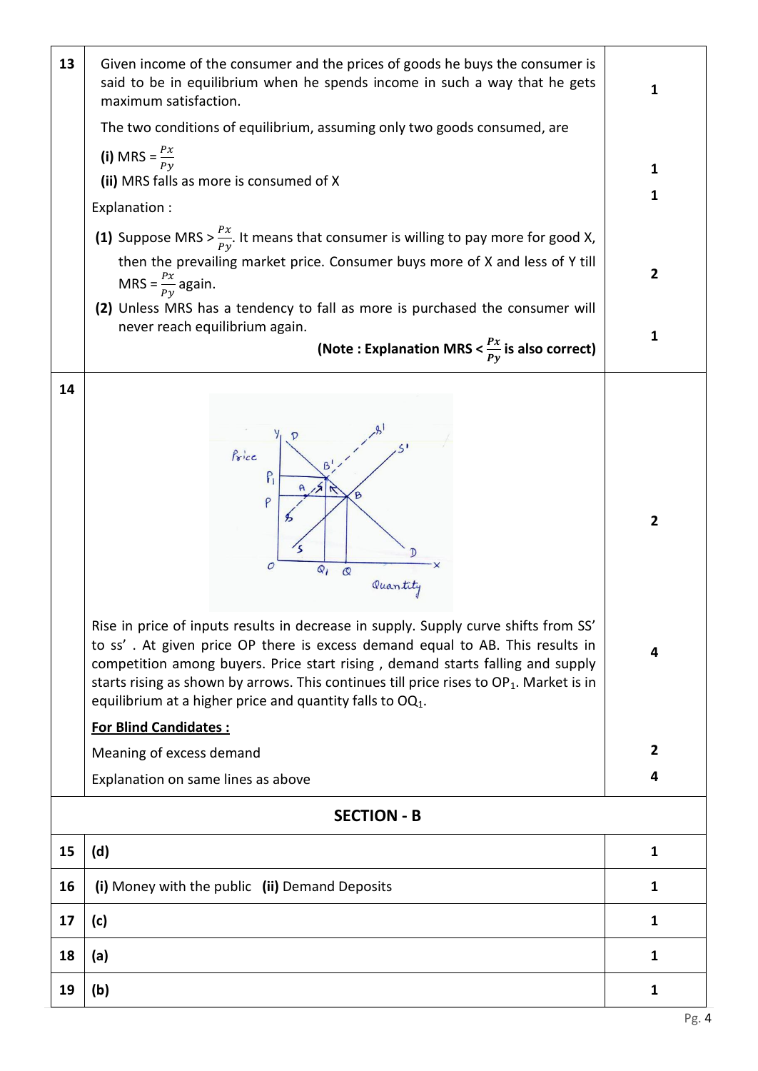| | | |
|---|---|---|
| 13 | Given income of the consumer and the prices of goods he buys the consumer is said to be in equilibrium when he spends income in such a way that he gets maximum satisfaction.<br><br>The two conditions of equilibrium, assuming only two goods consumed, are<br><br>**(i)** MRS = $\frac{Px}{Py}$<br>**(ii)** MRS falls as more is consumed of X<br><br>Explanation :<br><br>**(1)** Suppose MRS > $\frac{Px}{Py}$. It means that consumer is willing to pay more for good X, then the prevailing market price. Consumer buys more of X and less of Y till MRS = $\frac{Px}{Py}$ again.<br>**(2)** Unless MRS has a tendency to fall as more is purchased the consumer will never reach equilibrium again.<br><br>**(Note : Explanation MRS < $\frac{Px}{Py}$ is also correct)** | 1<br><br>1<br>1<br><br>2<br><br>1 |
| 14 | Rise in price of inputs results in decrease in supply. Supply curve shifts from SS' to ss'. At given price OP there is excess demand equal to AB. This results in competition among buyers. Price start rising , demand starts falling and supply starts rising as shown by arrows. This continues till price rises to $OP_1$. Market is in equilibrium at a higher price and quantity falls to $OQ_1$.<br><br>**For Blind Candidates :**<br><br>Meaning of excess demand<br><br>Explanation on same lines as above | 2<br><br>4<br><br>2<br><br>4 |

## SECTION - B

| | | |
|---|---|---|
| 15 | **(d)** | 1 |
| 16 | **(i)** Money with the public **(ii)** Demand Deposits | 1 |
| 17 | **(c)** | 1 |
| 18 | **(a)** | 1 |
| 19 | **(b)** | 1 |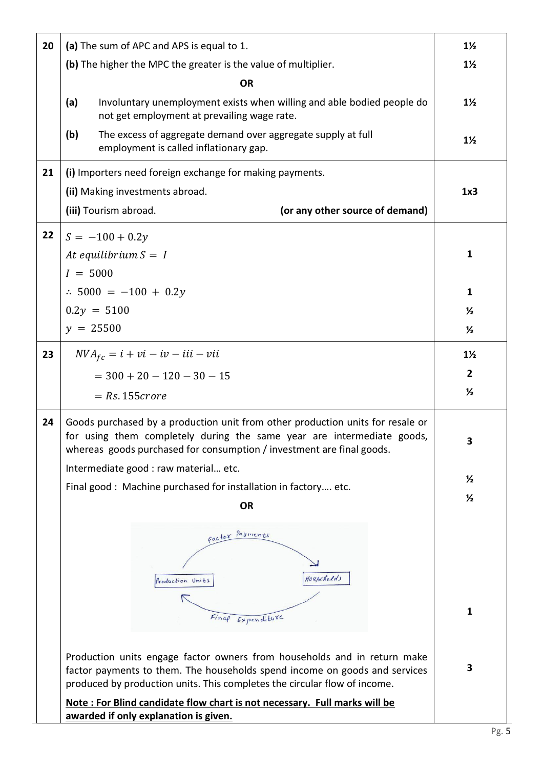| | | |
|---|---|---|
| 20 | **(a)** The sum of APC and APS is equal to 1.<br>**(b)** The higher the MPC the greater is the value of multiplier.<br>**OR**<br>**(a)** Involuntary unemployment exists when willing and able bodied people do not get employment at prevailing wage rate.<br>**(b)** The excess of aggregate demand over aggregate supply at full employment is called inflationary gap. | 1½<br>1½<br><br>1½<br><br>1½ |
| 21 | **(i)** Importers need foreign exchange for making payments.<br>**(ii)** Making investments abroad.<br>**(iii)** Tourism abroad. **(or any other source of demand)** | 1x3 |
| 22 | $S = -100 + 0.2y$<br>$At\ equilibrium\ S = I$<br>$I = 5000$<br>$\therefore\ 5000 = -100 + 0.2y$<br>$0.2y = 5100$<br>$y = 25500$ | <br>1<br><br>1<br>½<br>½ |
| 23 | $NVA_{fc} = i + vi - iv - iii - vii$<br>$= 300 + 20 - 120 - 30 - 15$<br>$= Rs.155 crore$ | 1½<br>2<br>½ |
| 24 | Goods purchased by a production unit from other production units for resale or for using them completely during the same year are intermediate goods, whereas goods purchased for consumption / investment are final goods.<br>Intermediate good : raw material… etc.<br>Final good : Machine purchased for installation in factory…. etc.<br>**OR**<br>[Flow chart: Production Units → Factor Payments → Households; Households → Final Expenditure → Production Units]<br>Production units engage factor owners from households and in return make factor payments to them. The households spend income on goods and services produced by production units. This completes the circular flow of income.<br>**Note : For Blind candidate flow chart is not necessary. Full marks will be awarded if only explanation is given.** | 3<br><br>½<br>½<br><br>1<br><br>3 |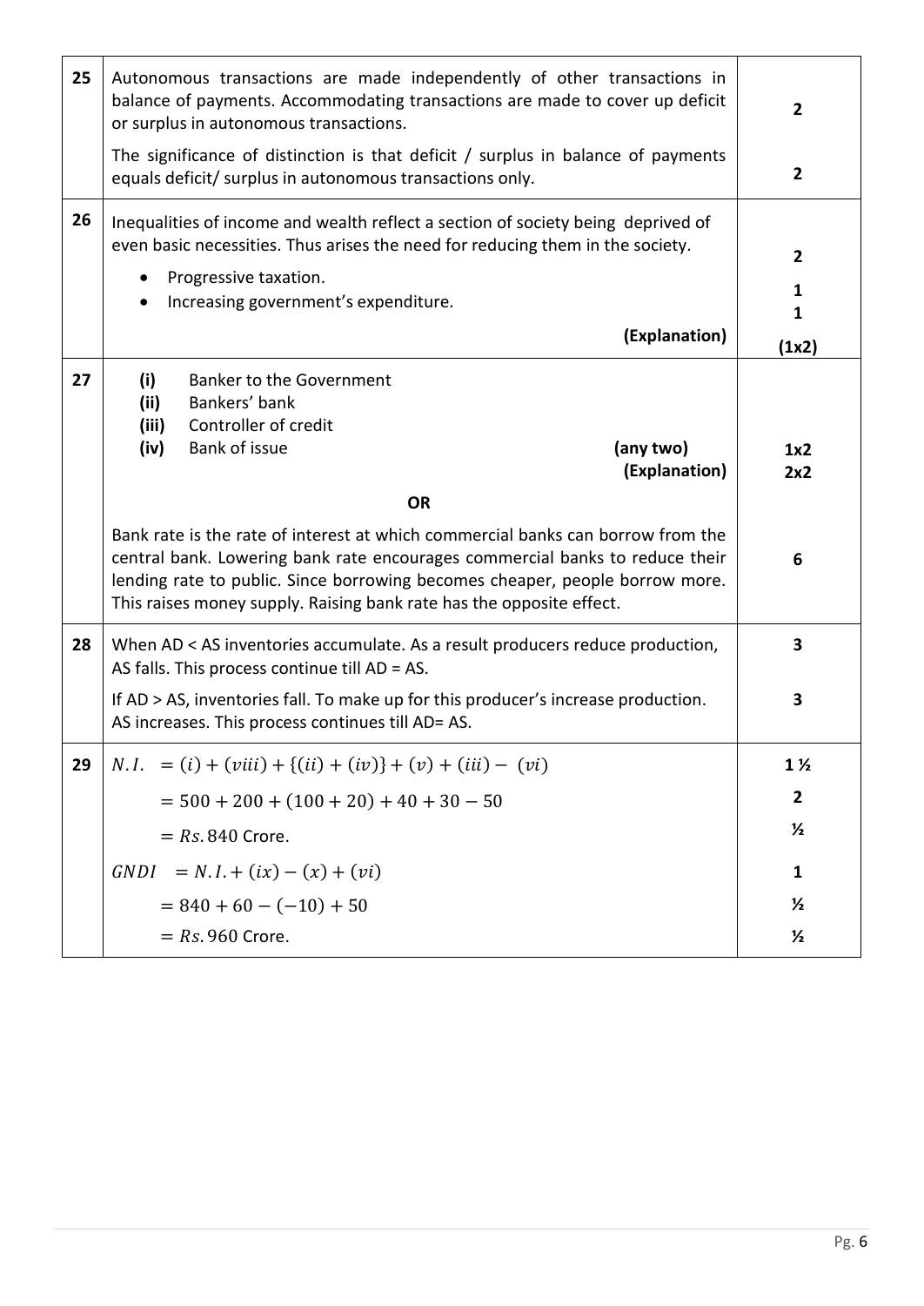| | | |
|---|---|---|
| 25 | Autonomous transactions are made independently of other transactions in balance of payments. Accommodating transactions are made to cover up deficit or surplus in autonomous transactions.<br><br>The significance of distinction is that deficit / surplus in balance of payments equals deficit/ surplus in autonomous transactions only. | **2**<br><br>**2** |
| 26 | Inequalities of income and wealth reflect a section of society being deprived of even basic necessities. Thus arises the need for reducing them in the society.<br>• Progressive taxation.<br>• Increasing government's expenditure.<br>**(Explanation)** | **2**<br>**1**<br>**1**<br>**(1x2)** |
| 27 | **(i)** Banker to the Government<br>**(ii)** Bankers' bank<br>**(iii)** Controller of credit<br>**(iv)** Bank of issue **(any two)**<br>**(Explanation)**<br><br>**OR**<br><br>Bank rate is the rate of interest at which commercial banks can borrow from the central bank. Lowering bank rate encourages commercial banks to reduce their lending rate to public. Since borrowing becomes cheaper, people borrow more. This raises money supply. Raising bank rate has the opposite effect. | **1x2**<br>**2x2**<br><br><br><br>**6** |
| 28 | When AD < AS inventories accumulate. As a result producers reduce production, AS falls. This process continue till AD = AS.<br><br>If AD > AS, inventories fall. To make up for this producer's increase production. AS increases. This process continues till AD= AS. | **3**<br><br>**3** |
| 29 | $N.I. \ = (i) + (viii) + \{(ii) + (iv)\} + (v) + (iii) - \ (vi)$<br>$= 500 + 200 + (100 + 20) + 40 + 30 - 50$<br>$= Rs. 840$ Crore.<br>$GNDI \ = N.I. + (ix) - (x) + (vi)$<br>$= 840 + 60 - (-10) + 50$<br>$= Rs. 960$ Crore. | **1 ½**<br>**2**<br>**½**<br>**1**<br>**½**<br>**½** |